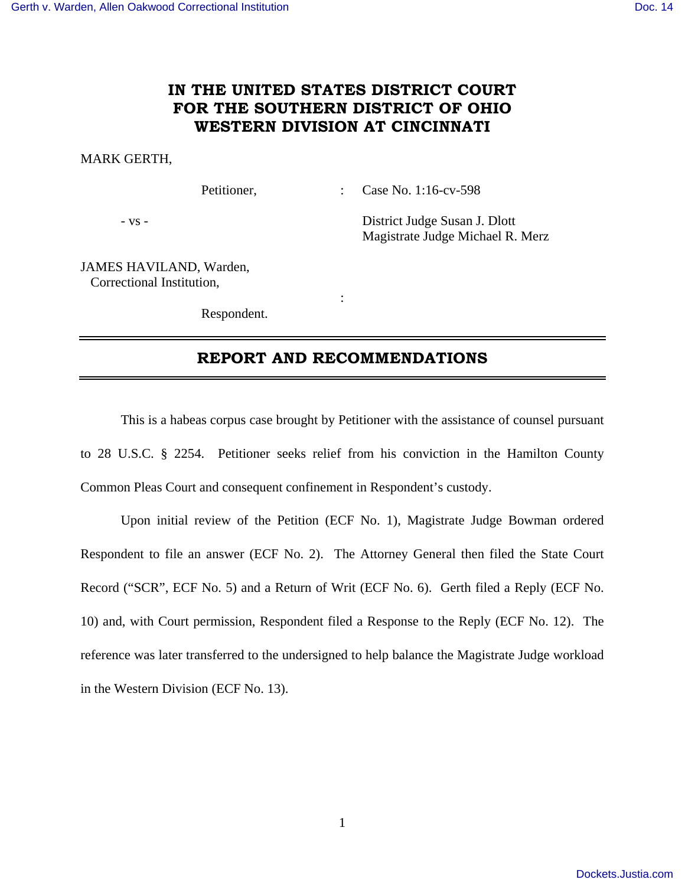# IN THE UNITED STATES DISTRICT COURT FOR THE SOUTHERN DISTRICT OF OHIO WESTERN DIVISION AT CINCINNATI

MARK GERTH,

Petitioner, : Case No. 1:16-cv-598

\- vs - District Judge Susan J. Dlott
Magistrate Judge Michael R. Merz

JAMES HAVILAND, Warden,
Correctional Institution,
:
Respondent.

## REPORT AND RECOMMENDATIONS

This is a habeas corpus case brought by Petitioner with the assistance of counsel pursuant to 28 U.S.C. § 2254. Petitioner seeks relief from his conviction in the Hamilton County Common Pleas Court and consequent confinement in Respondent's custody.

Upon initial review of the Petition (ECF No. 1), Magistrate Judge Bowman ordered Respondent to file an answer (ECF No. 2). The Attorney General then filed the State Court Record ("SCR", ECF No. 5) and a Return of Writ (ECF No. 6). Gerth filed a Reply (ECF No. 10) and, with Court permission, Respondent filed a Response to the Reply (ECF No. 12). The reference was later transferred to the undersigned to help balance the Magistrate Judge workload in the Western Division (ECF No. 13).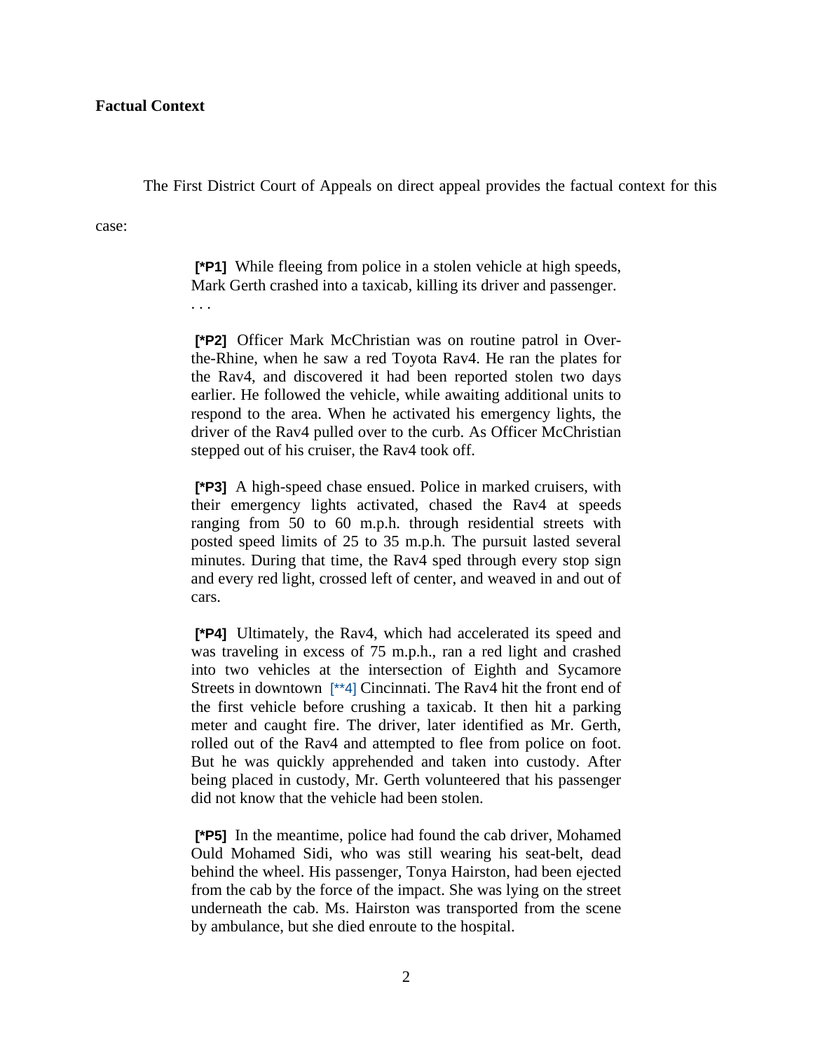**Factual Context**

The First District Court of Appeals on direct appeal provides the factual context for this case:

> **[*P1]** While fleeing from police in a stolen vehicle at high speeds, Mark Gerth crashed into a taxicab, killing its driver and passenger. . . .
>
> **[*P2]** Officer Mark McChristian was on routine patrol in Over-the-Rhine, when he saw a red Toyota Rav4. He ran the plates for the Rav4, and discovered it had been reported stolen two days earlier. He followed the vehicle, while awaiting additional units to respond to the area. When he activated his emergency lights, the driver of the Rav4 pulled over to the curb. As Officer McChristian stepped out of his cruiser, the Rav4 took off.
>
> **[*P3]** A high-speed chase ensued. Police in marked cruisers, with their emergency lights activated, chased the Rav4 at speeds ranging from 50 to 60 m.p.h. through residential streets with posted speed limits of 25 to 35 m.p.h. The pursuit lasted several minutes. During that time, the Rav4 sped through every stop sign and every red light, crossed left of center, and weaved in and out of cars.
>
> **[*P4]** Ultimately, the Rav4, which had accelerated its speed and was traveling in excess of 75 m.p.h., ran a red light and crashed into two vehicles at the intersection of Eighth and Sycamore Streets in downtown [**4] Cincinnati. The Rav4 hit the front end of the first vehicle before crushing a taxicab. It then hit a parking meter and caught fire. The driver, later identified as Mr. Gerth, rolled out of the Rav4 and attempted to flee from police on foot. But he was quickly apprehended and taken into custody. After being placed in custody, Mr. Gerth volunteered that his passenger did not know that the vehicle had been stolen.
>
> **[*P5]** In the meantime, police had found the cab driver, Mohamed Ould Mohamed Sidi, who was still wearing his seat-belt, dead behind the wheel. His passenger, Tonya Hairston, had been ejected from the cab by the force of the impact. She was lying on the street underneath the cab. Ms. Hairston was transported from the scene by ambulance, but she died enroute to the hospital.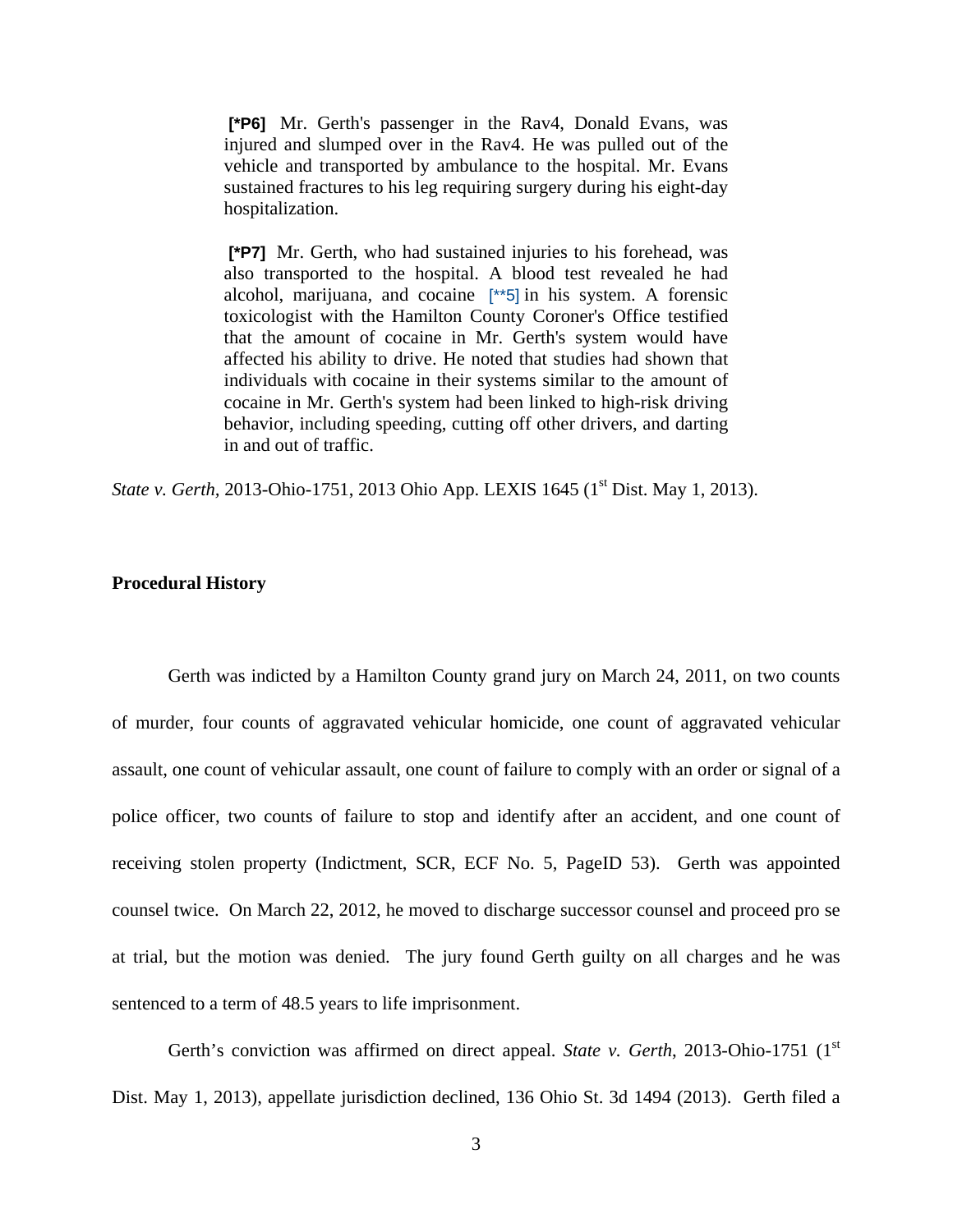> **[*P6]** Mr. Gerth's passenger in the Rav4, Donald Evans, was injured and slumped over in the Rav4. He was pulled out of the vehicle and transported by ambulance to the hospital. Mr. Evans sustained fractures to his leg requiring surgery during his eight-day hospitalization.
>
> **[*P7]** Mr. Gerth, who had sustained injuries to his forehead, was also transported to the hospital. A blood test revealed he had alcohol, marijuana, and cocaine [**5] in his system. A forensic toxicologist with the Hamilton County Coroner's Office testified that the amount of cocaine in Mr. Gerth's system would have affected his ability to drive. He noted that studies had shown that individuals with cocaine in their systems similar to the amount of cocaine in Mr. Gerth's system had been linked to high-risk driving behavior, including speeding, cutting off other drivers, and darting in and out of traffic.

*State v. Gerth*, 2013-Ohio-1751, 2013 Ohio App. LEXIS 1645 (1st Dist. May 1, 2013).

**Procedural History**

Gerth was indicted by a Hamilton County grand jury on March 24, 2011, on two counts of murder, four counts of aggravated vehicular homicide, one count of aggravated vehicular assault, one count of vehicular assault, one count of failure to comply with an order or signal of a police officer, two counts of failure to stop and identify after an accident, and one count of receiving stolen property (Indictment, SCR, ECF No. 5, PageID 53). Gerth was appointed counsel twice. On March 22, 2012, he moved to discharge successor counsel and proceed pro se at trial, but the motion was denied. The jury found Gerth guilty on all charges and he was sentenced to a term of 48.5 years to life imprisonment.

Gerth's conviction was affirmed on direct appeal. *State v. Gerth*, 2013-Ohio-1751 (1st Dist. May 1, 2013), appellate jurisdiction declined, 136 Ohio St. 3d 1494 (2013). Gerth filed a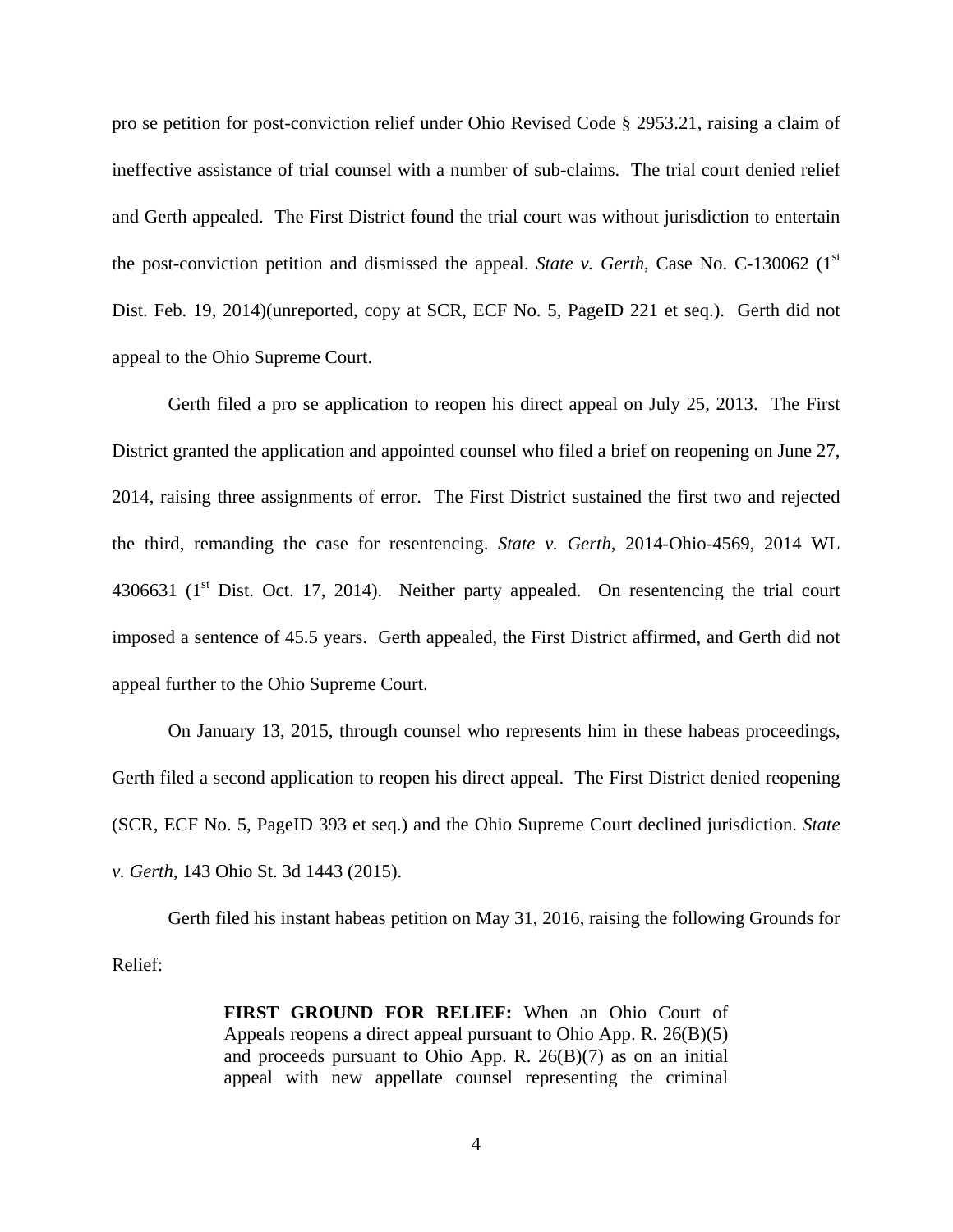pro se petition for post-conviction relief under Ohio Revised Code § 2953.21, raising a claim of ineffective assistance of trial counsel with a number of sub-claims. The trial court denied relief and Gerth appealed. The First District found the trial court was without jurisdiction to entertain the post-conviction petition and dismissed the appeal. *State v. Gerth*, Case No. C-130062 (1st Dist. Feb. 19, 2014)(unreported, copy at SCR, ECF No. 5, PageID 221 et seq.). Gerth did not appeal to the Ohio Supreme Court.

Gerth filed a pro se application to reopen his direct appeal on July 25, 2013. The First District granted the application and appointed counsel who filed a brief on reopening on June 27, 2014, raising three assignments of error. The First District sustained the first two and rejected the third, remanding the case for resentencing. *State v. Gerth*, 2014-Ohio-4569, 2014 WL 4306631 (1st Dist. Oct. 17, 2014). Neither party appealed. On resentencing the trial court imposed a sentence of 45.5 years. Gerth appealed, the First District affirmed, and Gerth did not appeal further to the Ohio Supreme Court.

On January 13, 2015, through counsel who represents him in these habeas proceedings, Gerth filed a second application to reopen his direct appeal. The First District denied reopening (SCR, ECF No. 5, PageID 393 et seq.) and the Ohio Supreme Court declined jurisdiction. *State v. Gerth*, 143 Ohio St. 3d 1443 (2015).

Gerth filed his instant habeas petition on May 31, 2016, raising the following Grounds for Relief:

> **FIRST GROUND FOR RELIEF:** When an Ohio Court of Appeals reopens a direct appeal pursuant to Ohio App. R. 26(B)(5) and proceeds pursuant to Ohio App. R. 26(B)(7) as on an initial appeal with new appellate counsel representing the criminal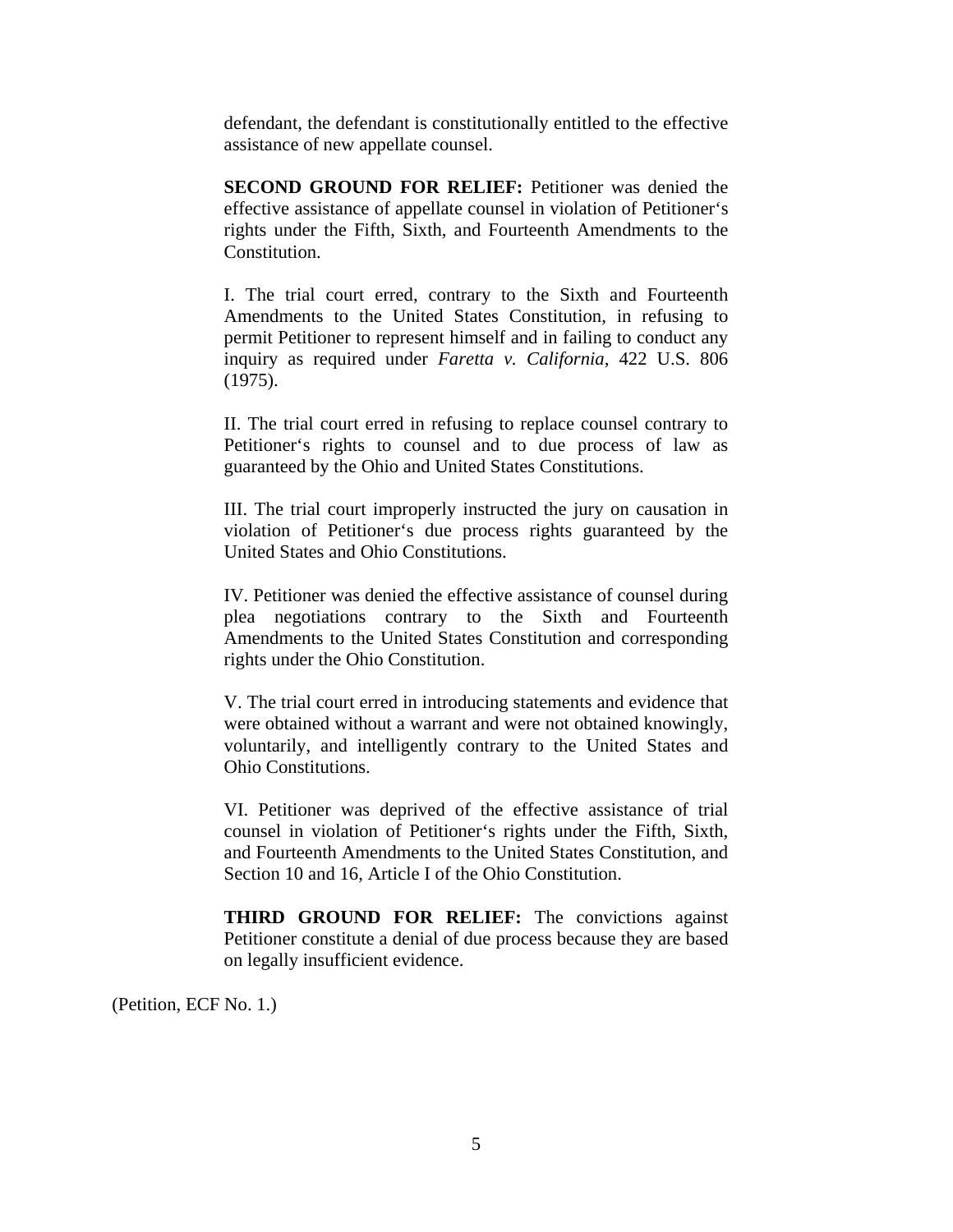> defendant, the defendant is constitutionally entitled to the effective assistance of new appellate counsel.
>
> **SECOND GROUND FOR RELIEF:** Petitioner was denied the effective assistance of appellate counsel in violation of Petitioner's rights under the Fifth, Sixth, and Fourteenth Amendments to the Constitution.
>
> I. The trial court erred, contrary to the Sixth and Fourteenth Amendments to the United States Constitution, in refusing to permit Petitioner to represent himself and in failing to conduct any inquiry as required under *Faretta v. California*, 422 U.S. 806 (1975).
>
> II. The trial court erred in refusing to replace counsel contrary to Petitioner's rights to counsel and to due process of law as guaranteed by the Ohio and United States Constitutions.
>
> III. The trial court improperly instructed the jury on causation in violation of Petitioner's due process rights guaranteed by the United States and Ohio Constitutions.
>
> IV. Petitioner was denied the effective assistance of counsel during plea negotiations contrary to the Sixth and Fourteenth Amendments to the United States Constitution and corresponding rights under the Ohio Constitution.
>
> V. The trial court erred in introducing statements and evidence that were obtained without a warrant and were not obtained knowingly, voluntarily, and intelligently contrary to the United States and Ohio Constitutions.
>
> VI. Petitioner was deprived of the effective assistance of trial counsel in violation of Petitioner's rights under the Fifth, Sixth, and Fourteenth Amendments to the United States Constitution, and Section 10 and 16, Article I of the Ohio Constitution.
>
> **THIRD GROUND FOR RELIEF:** The convictions against Petitioner constitute a denial of due process because they are based on legally insufficient evidence.

(Petition, ECF No. 1.)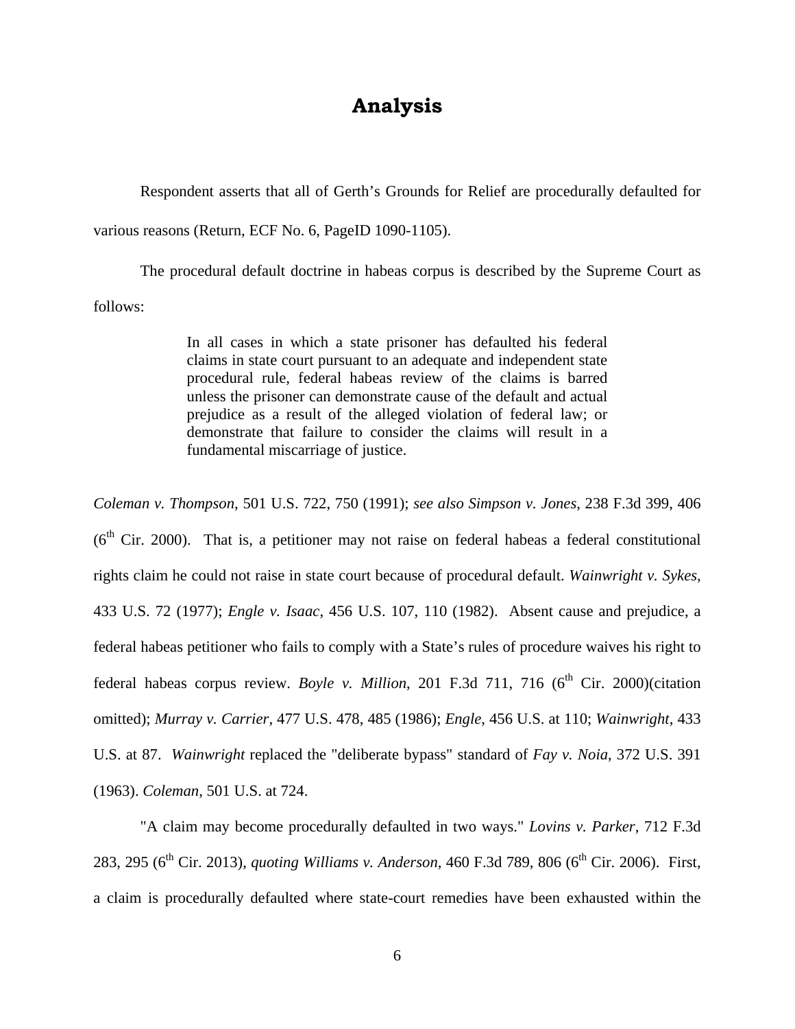## Analysis

Respondent asserts that all of Gerth's Grounds for Relief are procedurally defaulted for various reasons (Return, ECF No. 6, PageID 1090-1105).

The procedural default doctrine in habeas corpus is described by the Supreme Court as follows:

> In all cases in which a state prisoner has defaulted his federal claims in state court pursuant to an adequate and independent state procedural rule, federal habeas review of the claims is barred unless the prisoner can demonstrate cause of the default and actual prejudice as a result of the alleged violation of federal law; or demonstrate that failure to consider the claims will result in a fundamental miscarriage of justice.

*Coleman v. Thompson*, 501 U.S. 722, 750 (1991); *see also Simpson v. Jones*, 238 F.3d 399, 406 (6th Cir. 2000). That is, a petitioner may not raise on federal habeas a federal constitutional rights claim he could not raise in state court because of procedural default. *Wainwright v. Sykes*, 433 U.S. 72 (1977); *Engle v. Isaac*, 456 U.S. 107, 110 (1982). Absent cause and prejudice, a federal habeas petitioner who fails to comply with a State's rules of procedure waives his right to federal habeas corpus review. *Boyle v. Million*, 201 F.3d 711, 716 (6th Cir. 2000)(citation omitted); *Murray v. Carrier*, 477 U.S. 478, 485 (1986); *Engle*, 456 U.S. at 110; *Wainwright*, 433 U.S. at 87. *Wainwright* replaced the "deliberate bypass" standard of *Fay v. Noia*, 372 U.S. 391 (1963). *Coleman*, 501 U.S. at 724.

"A claim may become procedurally defaulted in two ways." *Lovins v. Parker*, 712 F.3d 283, 295 (6th Cir. 2013), *quoting Williams v. Anderson*, 460 F.3d 789, 806 (6th Cir. 2006). First, a claim is procedurally defaulted where state-court remedies have been exhausted within the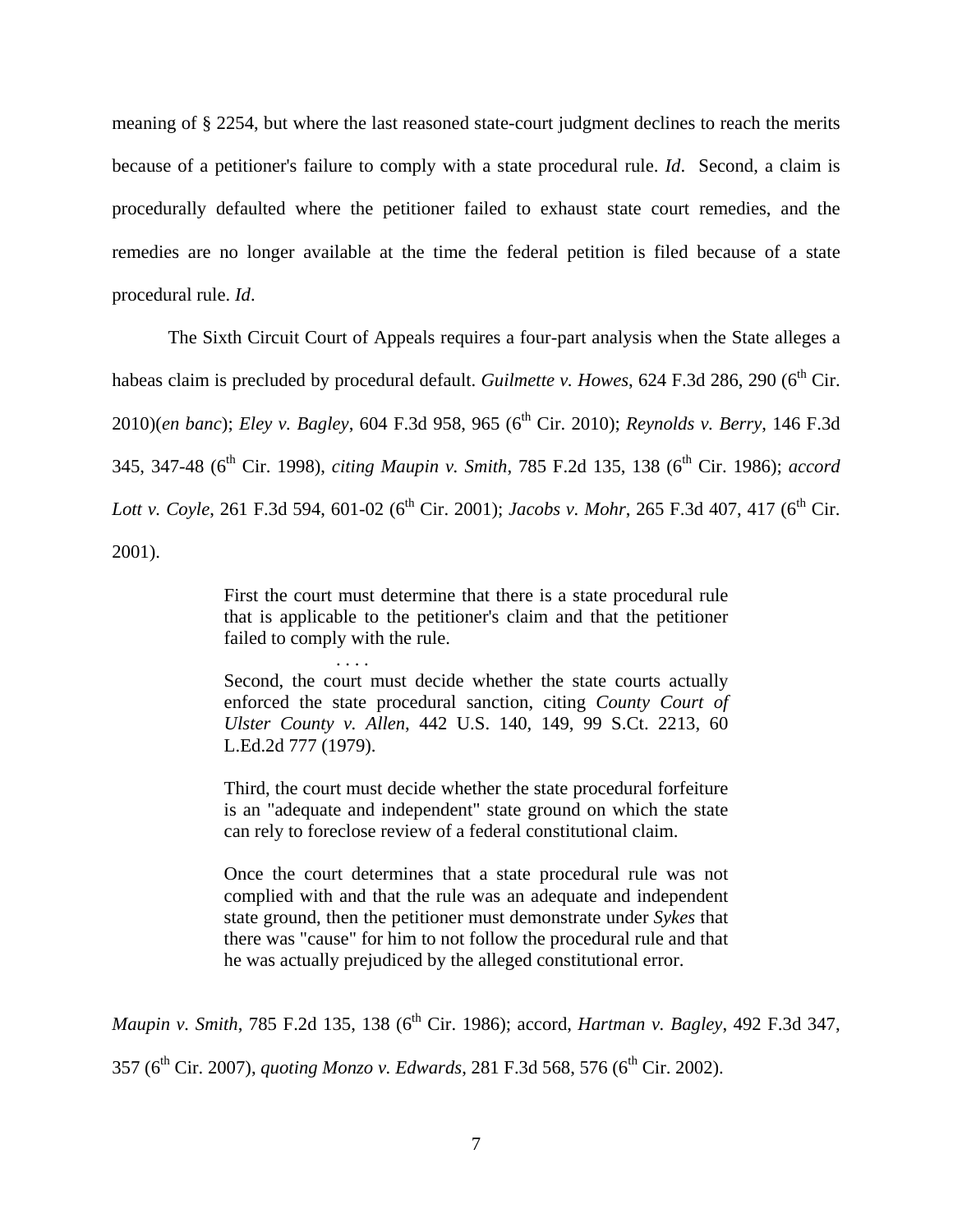meaning of § 2254, but where the last reasoned state-court judgment declines to reach the merits because of a petitioner's failure to comply with a state procedural rule. *Id*. Second, a claim is procedurally defaulted where the petitioner failed to exhaust state court remedies, and the remedies are no longer available at the time the federal petition is filed because of a state procedural rule. *Id*.

The Sixth Circuit Court of Appeals requires a four-part analysis when the State alleges a habeas claim is precluded by procedural default. *Guilmette v. Howes*, 624 F.3d 286, 290 (6th Cir. 2010)(*en banc*); *Eley v. Bagley*, 604 F.3d 958, 965 (6th Cir. 2010); *Reynolds v. Berry*, 146 F.3d 345, 347-48 (6th Cir. 1998), *citing Maupin v. Smith*, 785 F.2d 135, 138 (6th Cir. 1986); *accord Lott v. Coyle*, 261 F.3d 594, 601-02 (6th Cir. 2001); *Jacobs v. Mohr*, 265 F.3d 407, 417 (6th Cir. 2001).

> First the court must determine that there is a state procedural rule that is applicable to the petitioner's claim and that the petitioner failed to comply with the rule.
>
> . . . .
>
> Second, the court must decide whether the state courts actually enforced the state procedural sanction, citing *County Court of Ulster County v. Allen*, 442 U.S. 140, 149, 99 S.Ct. 2213, 60 L.Ed.2d 777 (1979).
>
> Third, the court must decide whether the state procedural forfeiture is an "adequate and independent" state ground on which the state can rely to foreclose review of a federal constitutional claim.
>
> Once the court determines that a state procedural rule was not complied with and that the rule was an adequate and independent state ground, then the petitioner must demonstrate under *Sykes* that there was "cause" for him to not follow the procedural rule and that he was actually prejudiced by the alleged constitutional error.

*Maupin v. Smith*, 785 F.2d 135, 138 (6th Cir. 1986); accord, *Hartman v. Bagley*, 492 F.3d 347, 357 (6th Cir. 2007), *quoting Monzo v. Edwards*, 281 F.3d 568, 576 (6th Cir. 2002).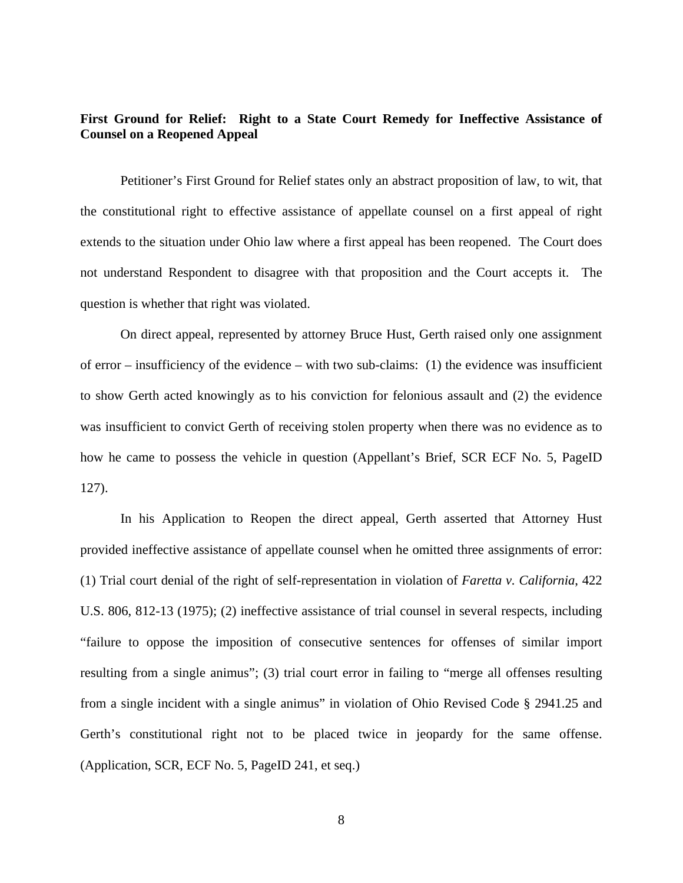**First Ground for Relief: Right to a State Court Remedy for Ineffective Assistance of Counsel on a Reopened Appeal**

Petitioner's First Ground for Relief states only an abstract proposition of law, to wit, that the constitutional right to effective assistance of appellate counsel on a first appeal of right extends to the situation under Ohio law where a first appeal has been reopened. The Court does not understand Respondent to disagree with that proposition and the Court accepts it. The question is whether that right was violated.

On direct appeal, represented by attorney Bruce Hust, Gerth raised only one assignment of error – insufficiency of the evidence – with two sub-claims: (1) the evidence was insufficient to show Gerth acted knowingly as to his conviction for felonious assault and (2) the evidence was insufficient to convict Gerth of receiving stolen property when there was no evidence as to how he came to possess the vehicle in question (Appellant's Brief, SCR ECF No. 5, PageID 127).

In his Application to Reopen the direct appeal, Gerth asserted that Attorney Hust provided ineffective assistance of appellate counsel when he omitted three assignments of error: (1) Trial court denial of the right of self-representation in violation of *Faretta v. California*, 422 U.S. 806, 812-13 (1975); (2) ineffective assistance of trial counsel in several respects, including "failure to oppose the imposition of consecutive sentences for offenses of similar import resulting from a single animus"; (3) trial court error in failing to "merge all offenses resulting from a single incident with a single animus" in violation of Ohio Revised Code § 2941.25 and Gerth's constitutional right not to be placed twice in jeopardy for the same offense. (Application, SCR, ECF No. 5, PageID 241, et seq.)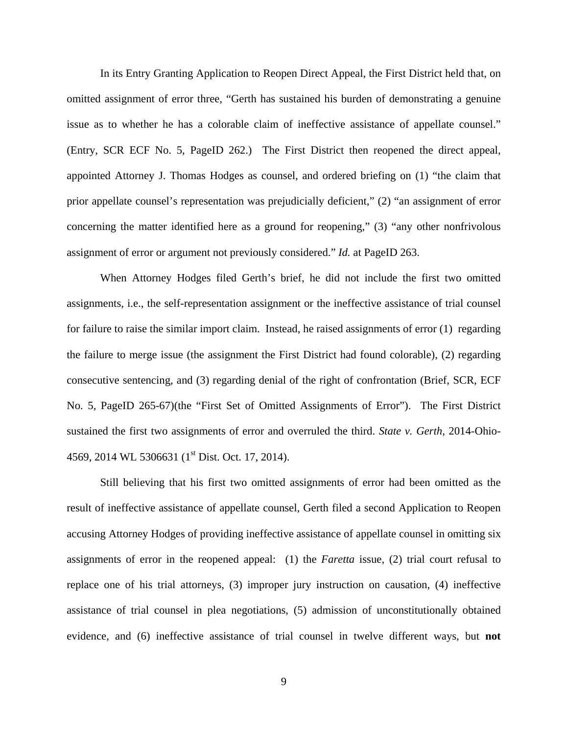In its Entry Granting Application to Reopen Direct Appeal, the First District held that, on omitted assignment of error three, "Gerth has sustained his burden of demonstrating a genuine issue as to whether he has a colorable claim of ineffective assistance of appellate counsel." (Entry, SCR ECF No. 5, PageID 262.) The First District then reopened the direct appeal, appointed Attorney J. Thomas Hodges as counsel, and ordered briefing on (1) "the claim that prior appellate counsel's representation was prejudicially deficient," (2) "an assignment of error concerning the matter identified here as a ground for reopening," (3) "any other nonfrivolous assignment of error or argument not previously considered." *Id.* at PageID 263.

When Attorney Hodges filed Gerth's brief, he did not include the first two omitted assignments, i.e., the self-representation assignment or the ineffective assistance of trial counsel for failure to raise the similar import claim. Instead, he raised assignments of error (1) regarding the failure to merge issue (the assignment the First District had found colorable), (2) regarding consecutive sentencing, and (3) regarding denial of the right of confrontation (Brief, SCR, ECF No. 5, PageID 265-67)(the "First Set of Omitted Assignments of Error"). The First District sustained the first two assignments of error and overruled the third. *State v. Gerth*, 2014-Ohio-4569, 2014 WL 5306631 (1st Dist. Oct. 17, 2014).

Still believing that his first two omitted assignments of error had been omitted as the result of ineffective assistance of appellate counsel, Gerth filed a second Application to Reopen accusing Attorney Hodges of providing ineffective assistance of appellate counsel in omitting six assignments of error in the reopened appeal: (1) the *Faretta* issue, (2) trial court refusal to replace one of his trial attorneys, (3) improper jury instruction on causation, (4) ineffective assistance of trial counsel in plea negotiations, (5) admission of unconstitutionally obtained evidence, and (6) ineffective assistance of trial counsel in twelve different ways, but **not**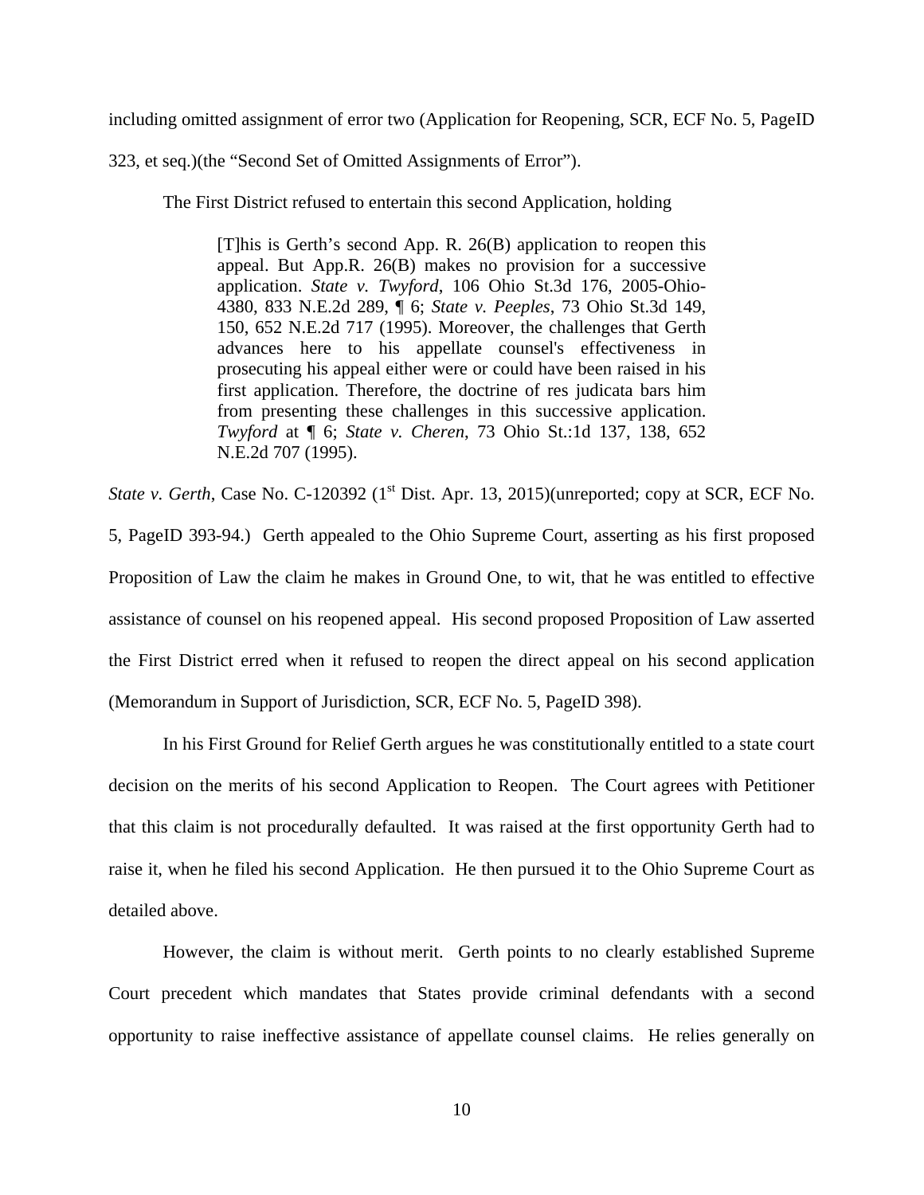including omitted assignment of error two (Application for Reopening, SCR, ECF No. 5, PageID 323, et seq.)(the "Second Set of Omitted Assignments of Error").

The First District refused to entertain this second Application, holding

> [T]his is Gerth's second App. R. 26(B) application to reopen this appeal. But App.R. 26(B) makes no provision for a successive application. *State v. Twyford*, 106 Ohio St.3d 176, 2005-Ohio-4380, 833 N.E.2d 289, ¶ 6; *State v. Peeples*, 73 Ohio St.3d 149, 150, 652 N.E.2d 717 (1995). Moreover, the challenges that Gerth advances here to his appellate counsel's effectiveness in prosecuting his appeal either were or could have been raised in his first application. Therefore, the doctrine of res judicata bars him from presenting these challenges in this successive application. *Twyford* at ¶ 6; *State v. Cheren*, 73 Ohio St.:1d 137, 138, 652 N.E.2d 707 (1995).

*State v. Gerth*, Case No. C-120392 (1st Dist. Apr. 13, 2015)(unreported; copy at SCR, ECF No. 5, PageID 393-94.) Gerth appealed to the Ohio Supreme Court, asserting as his first proposed Proposition of Law the claim he makes in Ground One, to wit, that he was entitled to effective assistance of counsel on his reopened appeal. His second proposed Proposition of Law asserted the First District erred when it refused to reopen the direct appeal on his second application (Memorandum in Support of Jurisdiction, SCR, ECF No. 5, PageID 398).

In his First Ground for Relief Gerth argues he was constitutionally entitled to a state court decision on the merits of his second Application to Reopen. The Court agrees with Petitioner that this claim is not procedurally defaulted. It was raised at the first opportunity Gerth had to raise it, when he filed his second Application. He then pursued it to the Ohio Supreme Court as detailed above.

However, the claim is without merit. Gerth points to no clearly established Supreme Court precedent which mandates that States provide criminal defendants with a second opportunity to raise ineffective assistance of appellate counsel claims. He relies generally on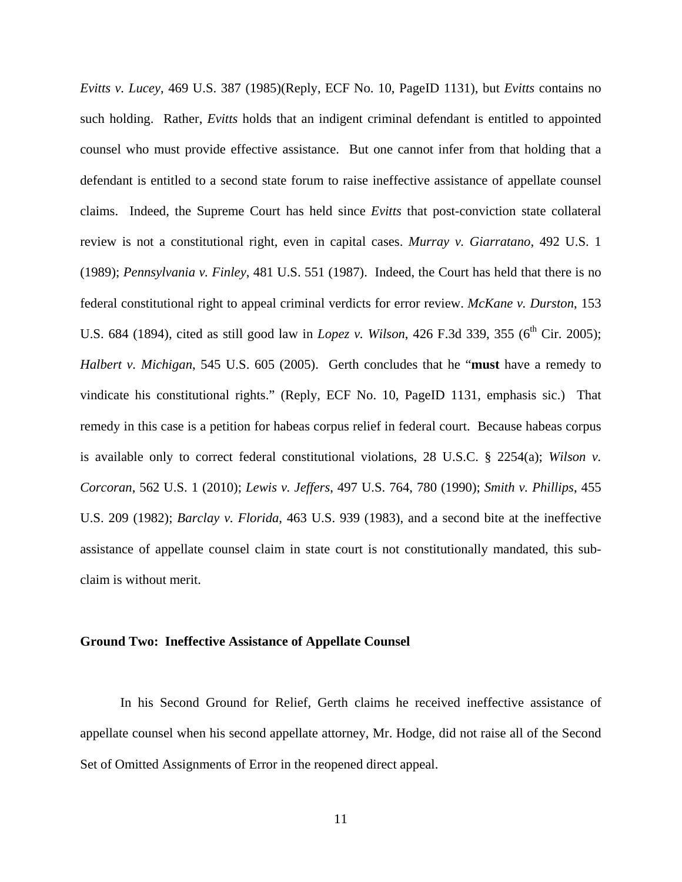*Evitts v. Lucey*, 469 U.S. 387 (1985)(Reply, ECF No. 10, PageID 1131), but *Evitts* contains no such holding. Rather, *Evitts* holds that an indigent criminal defendant is entitled to appointed counsel who must provide effective assistance. But one cannot infer from that holding that a defendant is entitled to a second state forum to raise ineffective assistance of appellate counsel claims. Indeed, the Supreme Court has held since *Evitts* that post-conviction state collateral review is not a constitutional right, even in capital cases. *Murray v. Giarratano*, 492 U.S. 1 (1989); *Pennsylvania v. Finley*, 481 U.S. 551 (1987). Indeed, the Court has held that there is no federal constitutional right to appeal criminal verdicts for error review. *McKane v. Durston*, 153 U.S. 684 (1894), cited as still good law in *Lopez v. Wilson*, 426 F.3d 339, 355 (6th Cir. 2005); *Halbert v. Michigan*, 545 U.S. 605 (2005). Gerth concludes that he "**must** have a remedy to vindicate his constitutional rights." (Reply, ECF No. 10, PageID 1131, emphasis sic.) That remedy in this case is a petition for habeas corpus relief in federal court. Because habeas corpus is available only to correct federal constitutional violations, 28 U.S.C. § 2254(a); *Wilson v. Corcoran*, 562 U.S. 1 (2010); *Lewis v. Jeffers*, 497 U.S. 764, 780 (1990); *Smith v. Phillips*, 455 U.S. 209 (1982); *Barclay v. Florida*, 463 U.S. 939 (1983), and a second bite at the ineffective assistance of appellate counsel claim in state court is not constitutionally mandated, this sub-claim is without merit.

**Ground Two: Ineffective Assistance of Appellate Counsel**

In his Second Ground for Relief, Gerth claims he received ineffective assistance of appellate counsel when his second appellate attorney, Mr. Hodge, did not raise all of the Second Set of Omitted Assignments of Error in the reopened direct appeal.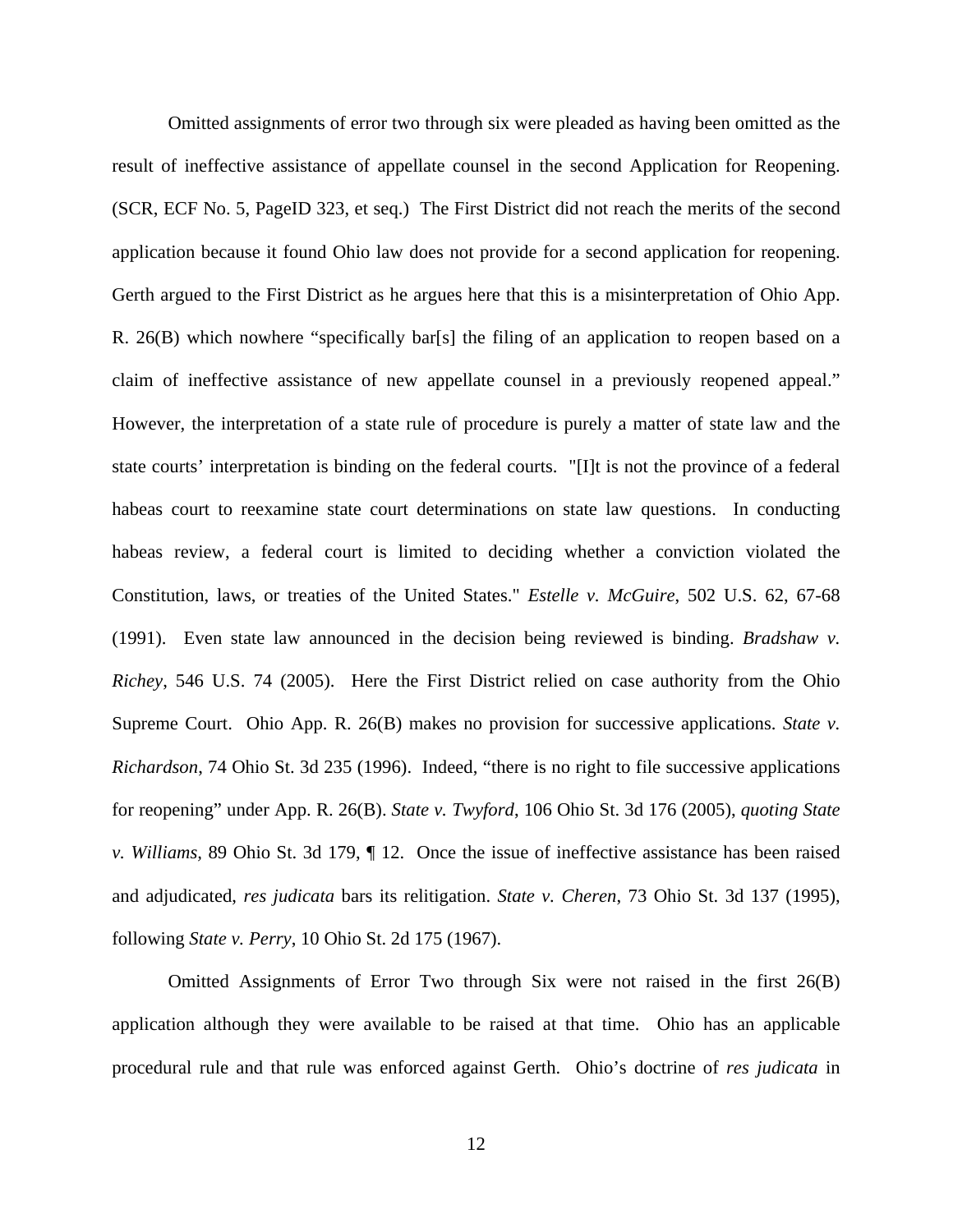Omitted assignments of error two through six were pleaded as having been omitted as the result of ineffective assistance of appellate counsel in the second Application for Reopening. (SCR, ECF No. 5, PageID 323, et seq.) The First District did not reach the merits of the second application because it found Ohio law does not provide for a second application for reopening. Gerth argued to the First District as he argues here that this is a misinterpretation of Ohio App. R. 26(B) which nowhere "specifically bar[s] the filing of an application to reopen based on a claim of ineffective assistance of new appellate counsel in a previously reopened appeal." However, the interpretation of a state rule of procedure is purely a matter of state law and the state courts' interpretation is binding on the federal courts. "[I]t is not the province of a federal habeas court to reexamine state court determinations on state law questions. In conducting habeas review, a federal court is limited to deciding whether a conviction violated the Constitution, laws, or treaties of the United States." *Estelle v. McGuire*, 502 U.S. 62, 67-68 (1991). Even state law announced in the decision being reviewed is binding. *Bradshaw v. Richey*, 546 U.S. 74 (2005). Here the First District relied on case authority from the Ohio Supreme Court. Ohio App. R. 26(B) makes no provision for successive applications. *State v. Richardson*, 74 Ohio St. 3d 235 (1996). Indeed, "there is no right to file successive applications for reopening" under App. R. 26(B). *State v. Twyford*, 106 Ohio St. 3d 176 (2005), *quoting State v. Williams*, 89 Ohio St. 3d 179, ¶ 12. Once the issue of ineffective assistance has been raised and adjudicated, *res judicata* bars its relitigation. *State v. Cheren*, 73 Ohio St. 3d 137 (1995), following *State v. Perry*, 10 Ohio St. 2d 175 (1967).

Omitted Assignments of Error Two through Six were not raised in the first 26(B) application although they were available to be raised at that time. Ohio has an applicable procedural rule and that rule was enforced against Gerth. Ohio's doctrine of *res judicata* in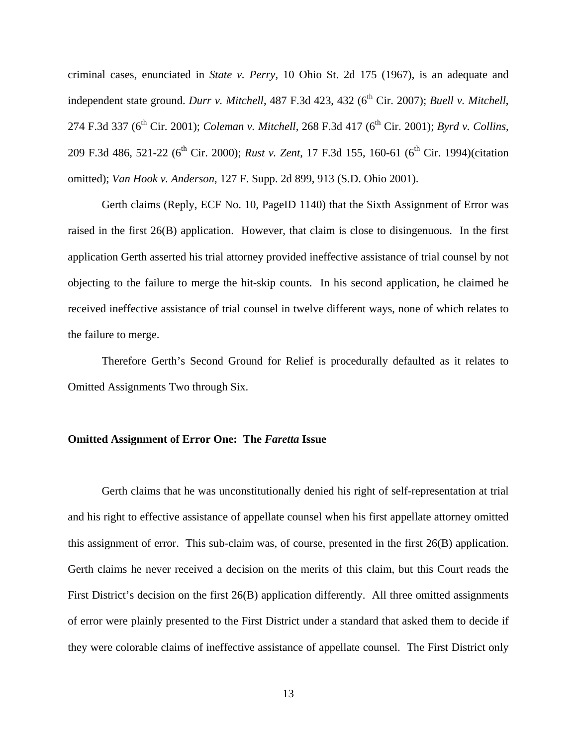criminal cases, enunciated in *State v. Perry*, 10 Ohio St. 2d 175 (1967), is an adequate and independent state ground. *Durr v. Mitchell*, 487 F.3d 423, 432 (6th Cir. 2007); *Buell v. Mitchell*, 274 F.3d 337 (6th Cir. 2001); *Coleman v. Mitchell*, 268 F.3d 417 (6th Cir. 2001); *Byrd v. Collins*, 209 F.3d 486, 521-22 (6th Cir. 2000); *Rust v. Zent*, 17 F.3d 155, 160-61 (6th Cir. 1994)(citation omitted); *Van Hook v. Anderson*, 127 F. Supp. 2d 899, 913 (S.D. Ohio 2001).

Gerth claims (Reply, ECF No. 10, PageID 1140) that the Sixth Assignment of Error was raised in the first 26(B) application. However, that claim is close to disingenuous. In the first application Gerth asserted his trial attorney provided ineffective assistance of trial counsel by not objecting to the failure to merge the hit-skip counts. In his second application, he claimed he received ineffective assistance of trial counsel in twelve different ways, none of which relates to the failure to merge.

Therefore Gerth's Second Ground for Relief is procedurally defaulted as it relates to Omitted Assignments Two through Six.

**Omitted Assignment of Error One: The *Faretta* Issue**

Gerth claims that he was unconstitutionally denied his right of self-representation at trial and his right to effective assistance of appellate counsel when his first appellate attorney omitted this assignment of error. This sub-claim was, of course, presented in the first 26(B) application. Gerth claims he never received a decision on the merits of this claim, but this Court reads the First District's decision on the first 26(B) application differently. All three omitted assignments of error were plainly presented to the First District under a standard that asked them to decide if they were colorable claims of ineffective assistance of appellate counsel. The First District only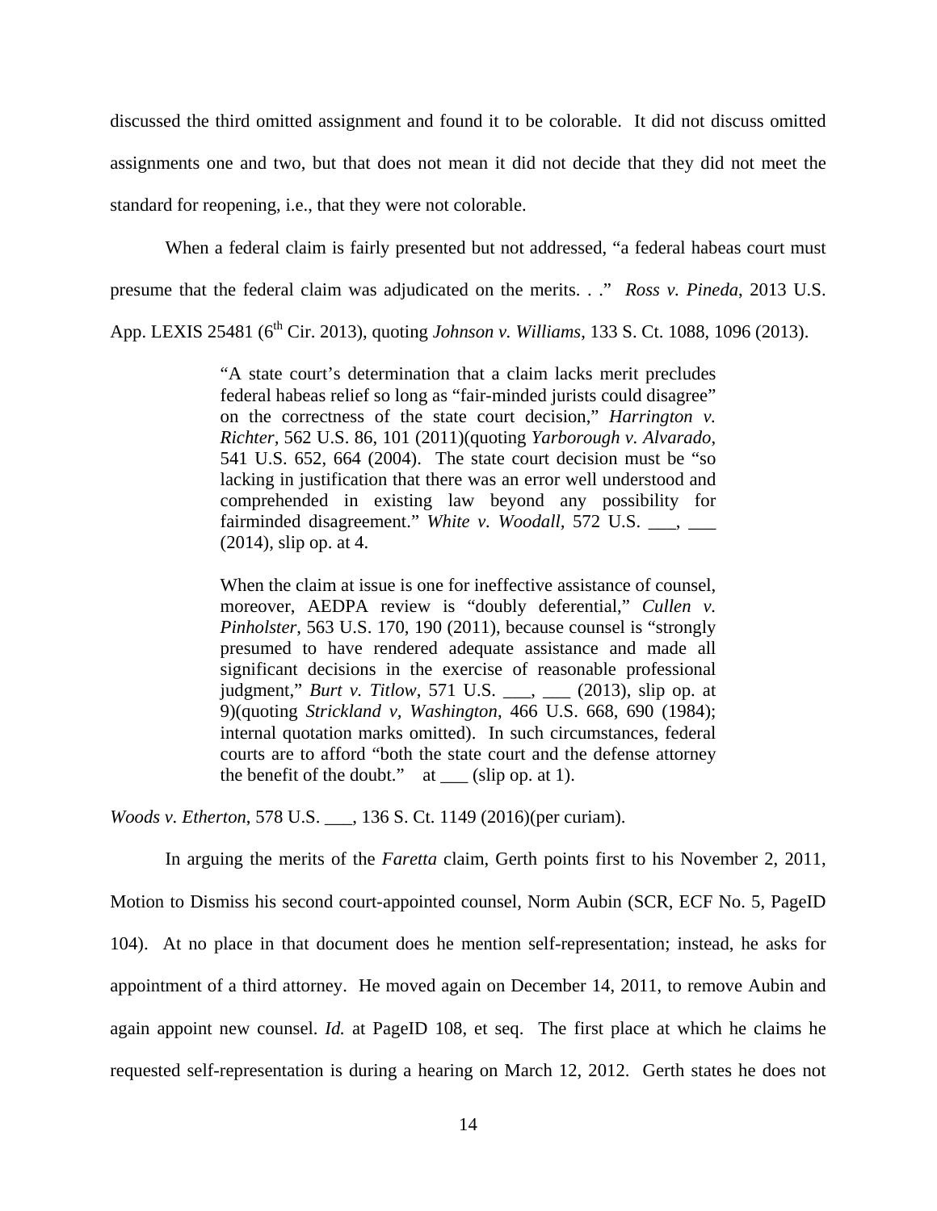discussed the third omitted assignment and found it to be colorable. It did not discuss omitted assignments one and two, but that does not mean it did not decide that they did not meet the standard for reopening, i.e., that they were not colorable.

When a federal claim is fairly presented but not addressed, "a federal habeas court must presume that the federal claim was adjudicated on the merits. . ." *Ross v. Pineda*, 2013 U.S. App. LEXIS 25481 (6th Cir. 2013), quoting *Johnson v. Williams*, 133 S. Ct. 1088, 1096 (2013).

> "A state court's determination that a claim lacks merit precludes federal habeas relief so long as "fair-minded jurists could disagree" on the correctness of the state court decision," *Harrington v. Richter*, 562 U.S. 86, 101 (2011)(quoting *Yarborough v. Alvarado*, 541 U.S. 652, 664 (2004). The state court decision must be "so lacking in justification that there was an error well understood and comprehended in existing law beyond any possibility for fairminded disagreement." *White v. Woodall*, 572 U.S. ___, ___ (2014), slip op. at 4.
>
> When the claim at issue is one for ineffective assistance of counsel, moreover, AEDPA review is "doubly deferential," *Cullen v. Pinholster*, 563 U.S. 170, 190 (2011), because counsel is "strongly presumed to have rendered adequate assistance and made all significant decisions in the exercise of reasonable professional judgment," *Burt v. Titlow*, 571 U.S. ___, ___ (2013), slip op. at 9)(quoting *Strickland v, Washington*, 466 U.S. 668, 690 (1984); internal quotation marks omitted). In such circumstances, federal courts are to afford "both the state court and the defense attorney the benefit of the doubt." at ___ (slip op. at 1).

*Woods v. Etherton*, 578 U.S. ___, 136 S. Ct. 1149 (2016)(per curiam).

In arguing the merits of the *Faretta* claim, Gerth points first to his November 2, 2011, Motion to Dismiss his second court-appointed counsel, Norm Aubin (SCR, ECF No. 5, PageID 104). At no place in that document does he mention self-representation; instead, he asks for appointment of a third attorney. He moved again on December 14, 2011, to remove Aubin and again appoint new counsel. *Id.* at PageID 108, et seq. The first place at which he claims he requested self-representation is during a hearing on March 12, 2012. Gerth states he does not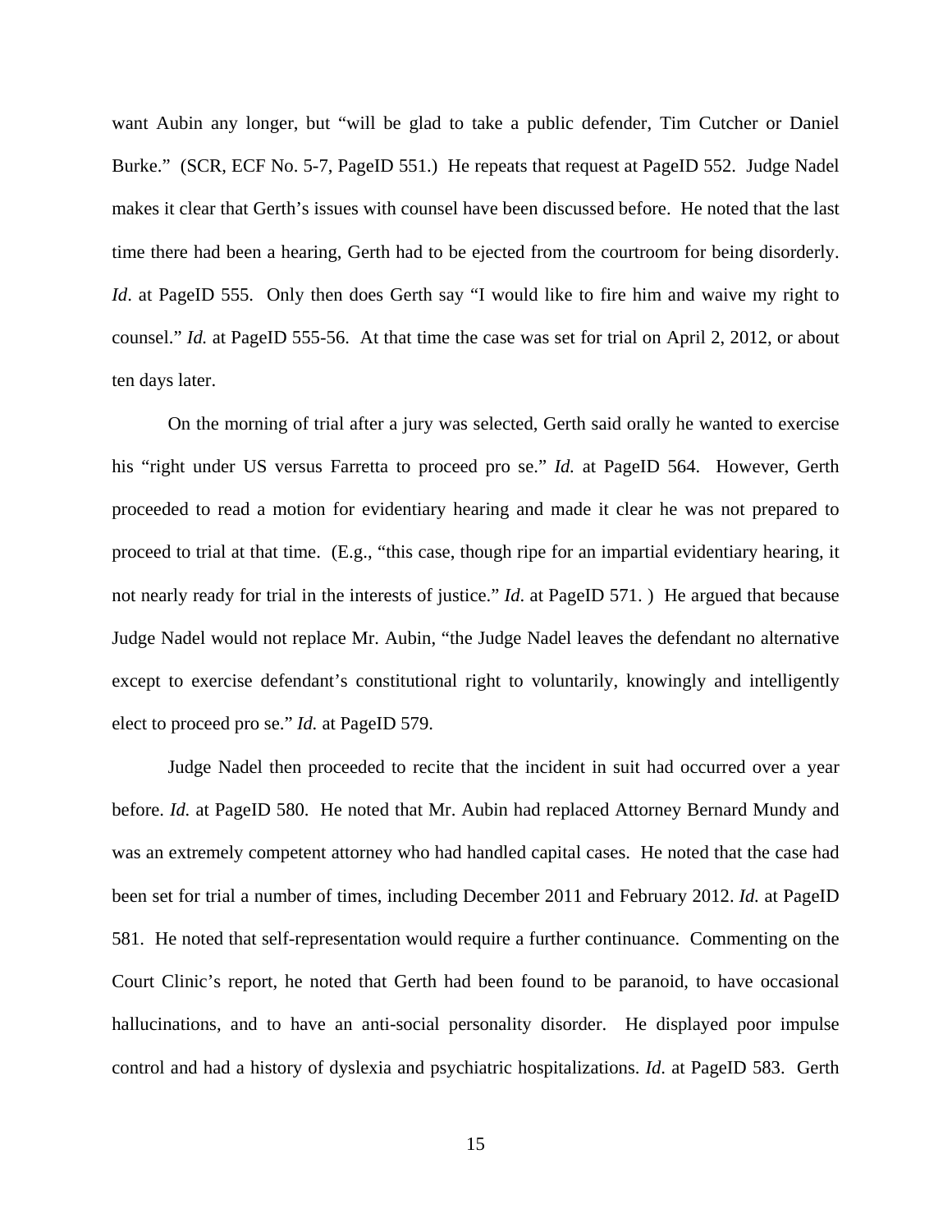want Aubin any longer, but "will be glad to take a public defender, Tim Cutcher or Daniel Burke." (SCR, ECF No. 5-7, PageID 551.) He repeats that request at PageID 552. Judge Nadel makes it clear that Gerth's issues with counsel have been discussed before. He noted that the last time there had been a hearing, Gerth had to be ejected from the courtroom for being disorderly. *Id*. at PageID 555. Only then does Gerth say "I would like to fire him and waive my right to counsel." *Id.* at PageID 555-56. At that time the case was set for trial on April 2, 2012, or about ten days later.

On the morning of trial after a jury was selected, Gerth said orally he wanted to exercise his "right under US versus Farretta to proceed pro se." *Id.* at PageID 564. However, Gerth proceeded to read a motion for evidentiary hearing and made it clear he was not prepared to proceed to trial at that time. (E.g., "this case, though ripe for an impartial evidentiary hearing, it not nearly ready for trial in the interests of justice." *Id*. at PageID 571. ) He argued that because Judge Nadel would not replace Mr. Aubin, "the Judge Nadel leaves the defendant no alternative except to exercise defendant's constitutional right to voluntarily, knowingly and intelligently elect to proceed pro se." *Id.* at PageID 579.

Judge Nadel then proceeded to recite that the incident in suit had occurred over a year before. *Id.* at PageID 580. He noted that Mr. Aubin had replaced Attorney Bernard Mundy and was an extremely competent attorney who had handled capital cases. He noted that the case had been set for trial a number of times, including December 2011 and February 2012. *Id.* at PageID 581. He noted that self-representation would require a further continuance. Commenting on the Court Clinic's report, he noted that Gerth had been found to be paranoid, to have occasional hallucinations, and to have an anti-social personality disorder. He displayed poor impulse control and had a history of dyslexia and psychiatric hospitalizations. *Id*. at PageID 583. Gerth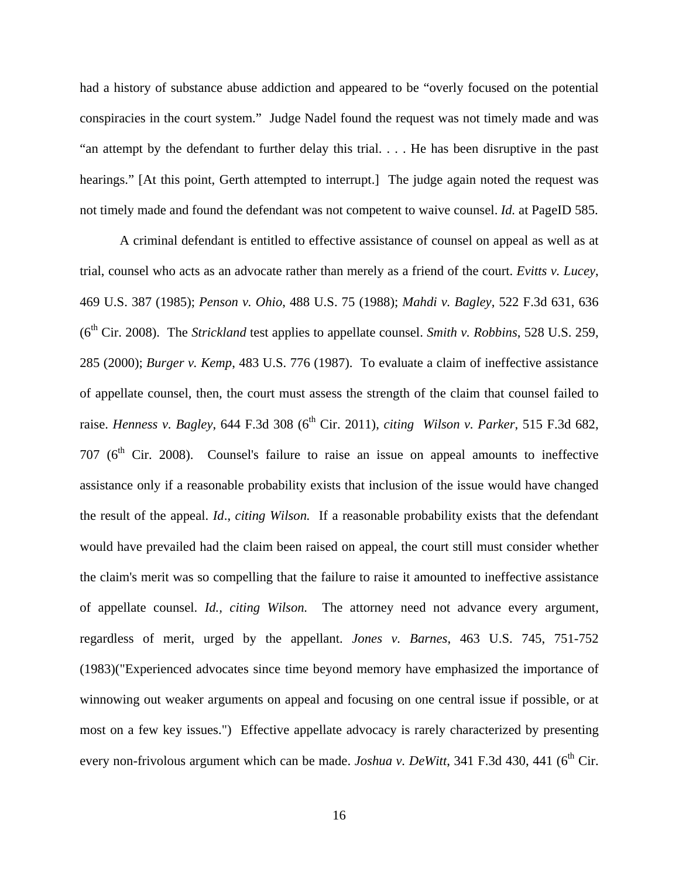had a history of substance abuse addiction and appeared to be "overly focused on the potential conspiracies in the court system." Judge Nadel found the request was not timely made and was "an attempt by the defendant to further delay this trial. . . . He has been disruptive in the past hearings." [At this point, Gerth attempted to interrupt.] The judge again noted the request was not timely made and found the defendant was not competent to waive counsel. *Id.* at PageID 585.

A criminal defendant is entitled to effective assistance of counsel on appeal as well as at trial, counsel who acts as an advocate rather than merely as a friend of the court. *Evitts v. Lucey*, 469 U.S. 387 (1985); *Penson v. Ohio*, 488 U.S. 75 (1988); *Mahdi v. Bagley*, 522 F.3d 631, 636 (6th Cir. 2008). The *Strickland* test applies to appellate counsel. *Smith v. Robbins*, 528 U.S. 259, 285 (2000); *Burger v. Kemp*, 483 U.S. 776 (1987). To evaluate a claim of ineffective assistance of appellate counsel, then, the court must assess the strength of the claim that counsel failed to raise. *Henness v. Bagley*, 644 F.3d 308 (6th Cir. 2011), *citing Wilson v. Parker*, 515 F.3d 682, 707 (6th Cir. 2008). Counsel's failure to raise an issue on appeal amounts to ineffective assistance only if a reasonable probability exists that inclusion of the issue would have changed the result of the appeal. *Id*., *citing Wilson.* If a reasonable probability exists that the defendant would have prevailed had the claim been raised on appeal, the court still must consider whether the claim's merit was so compelling that the failure to raise it amounted to ineffective assistance of appellate counsel. *Id., citing Wilson.* The attorney need not advance every argument, regardless of merit, urged by the appellant. *Jones v. Barnes*, 463 U.S. 745, 751-752 (1983)("Experienced advocates since time beyond memory have emphasized the importance of winnowing out weaker arguments on appeal and focusing on one central issue if possible, or at most on a few key issues.") Effective appellate advocacy is rarely characterized by presenting every non-frivolous argument which can be made. *Joshua v. DeWitt*, 341 F.3d 430, 441 (6th Cir.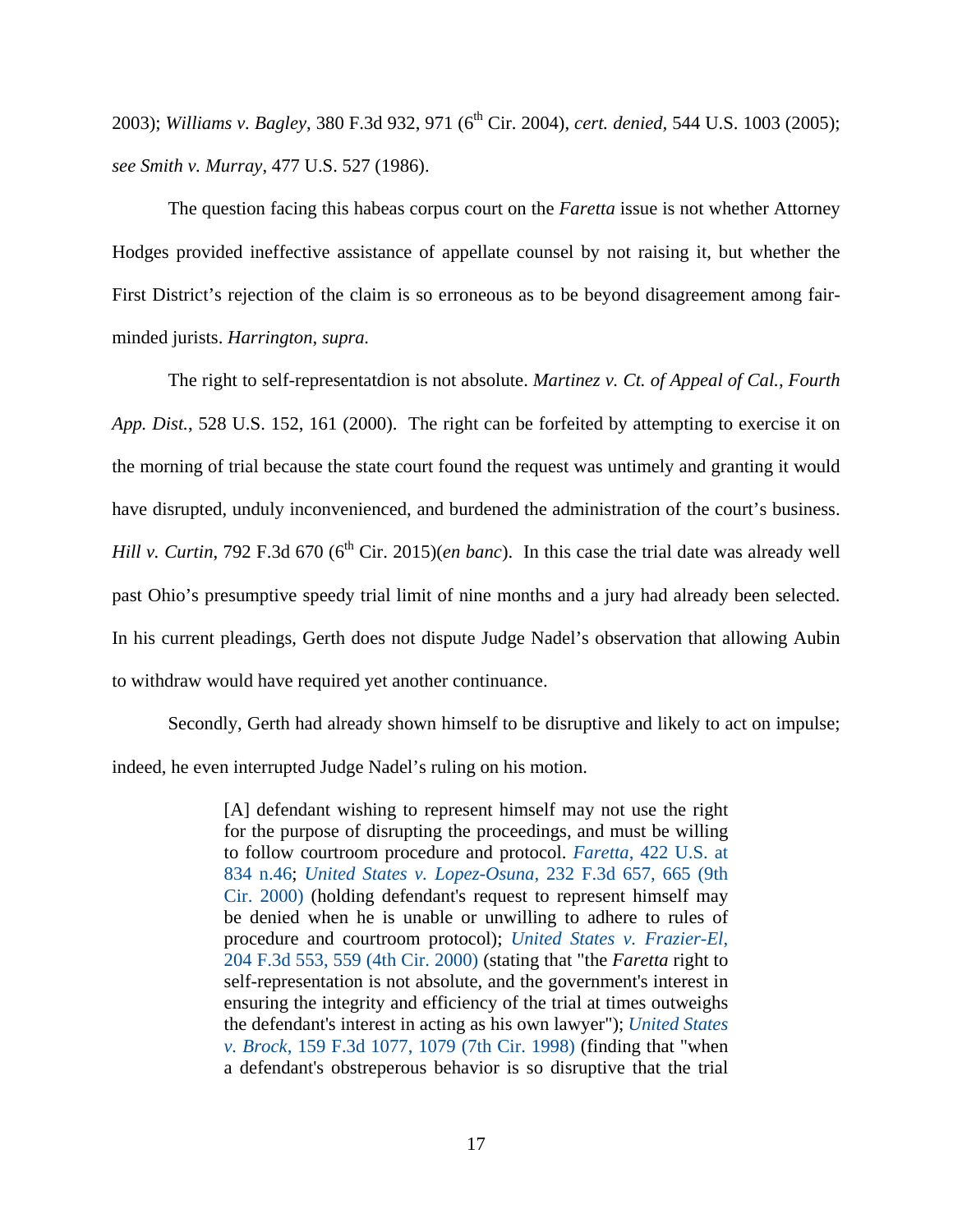2003); *Williams v. Bagley*, 380 F.3d 932, 971 (6th Cir. 2004), *cert. denied*, 544 U.S. 1003 (2005); *see Smith v. Murray*, 477 U.S. 527 (1986).

The question facing this habeas corpus court on the *Faretta* issue is not whether Attorney Hodges provided ineffective assistance of appellate counsel by not raising it, but whether the First District's rejection of the claim is so erroneous as to be beyond disagreement among fair-minded jurists. *Harrington*, *supra.*

The right to self-representatdion is not absolute. *Martinez v. Ct. of Appeal of Cal., Fourth App. Dist.*, 528 U.S. 152, 161 (2000). The right can be forfeited by attempting to exercise it on the morning of trial because the state court found the request was untimely and granting it would have disrupted, unduly inconvenienced, and burdened the administration of the court's business. *Hill v. Curtin*, 792 F.3d 670 (6th Cir. 2015)(*en banc*). In this case the trial date was already well past Ohio's presumptive speedy trial limit of nine months and a jury had already been selected. In his current pleadings, Gerth does not dispute Judge Nadel's observation that allowing Aubin to withdraw would have required yet another continuance.

Secondly, Gerth had already shown himself to be disruptive and likely to act on impulse; indeed, he even interrupted Judge Nadel's ruling on his motion.

> [A] defendant wishing to represent himself may not use the right for the purpose of disrupting the proceedings, and must be willing to follow courtroom procedure and protocol. *Faretta*, 422 U.S. at 834 n.46; *United States v. Lopez-Osuna*, 232 F.3d 657, 665 (9th Cir. 2000) (holding defendant's request to represent himself may be denied when he is unable or unwilling to adhere to rules of procedure and courtroom protocol); *United States v. Frazier-El*, 204 F.3d 553, 559 (4th Cir. 2000) (stating that "the *Faretta* right to self-representation is not absolute, and the government's interest in ensuring the integrity and efficiency of the trial at times outweighs the defendant's interest in acting as his own lawyer"); *United States v. Brock*, 159 F.3d 1077, 1079 (7th Cir. 1998) (finding that "when a defendant's obstreperous behavior is so disruptive that the trial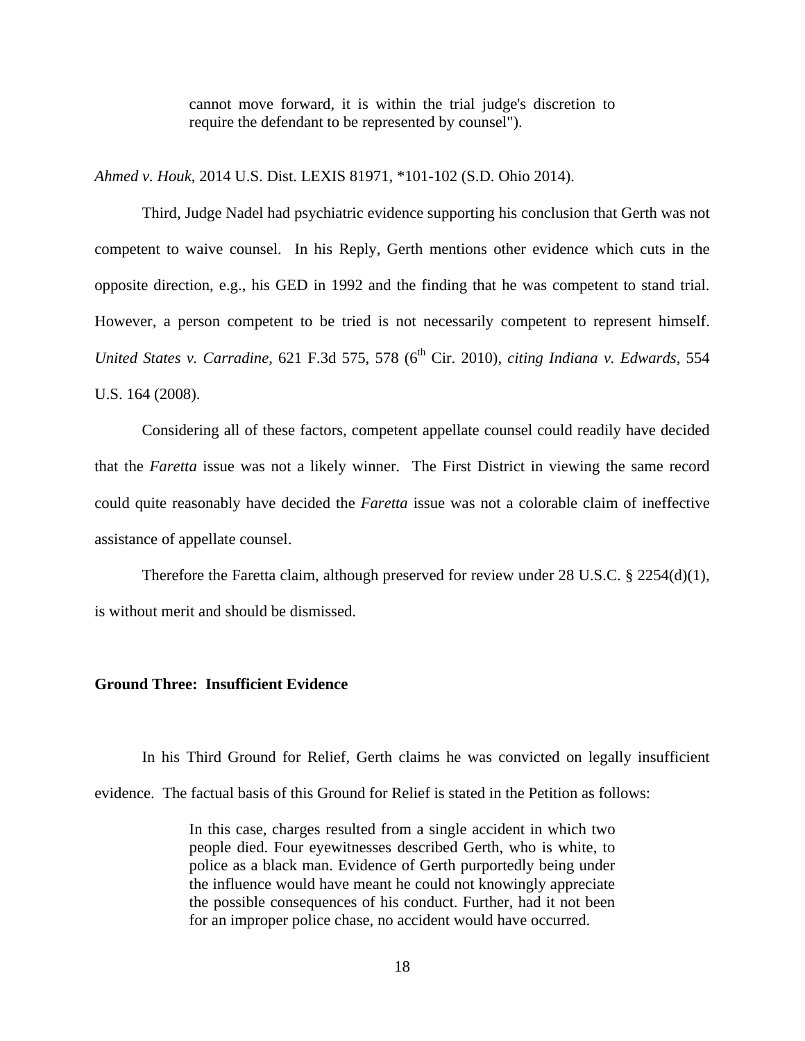> cannot move forward, it is within the trial judge's discretion to require the defendant to be represented by counsel").

*Ahmed v. Houk*, 2014 U.S. Dist. LEXIS 81971, *101-102 (S.D. Ohio 2014).

Third, Judge Nadel had psychiatric evidence supporting his conclusion that Gerth was not competent to waive counsel. In his Reply, Gerth mentions other evidence which cuts in the opposite direction, e.g., his GED in 1992 and the finding that he was competent to stand trial. However, a person competent to be tried is not necessarily competent to represent himself. *United States v. Carradine*, 621 F.3d 575, 578 (6th Cir. 2010), *citing Indiana v. Edwards*, 554 U.S. 164 (2008).

Considering all of these factors, competent appellate counsel could readily have decided that the *Faretta* issue was not a likely winner. The First District in viewing the same record could quite reasonably have decided the *Faretta* issue was not a colorable claim of ineffective assistance of appellate counsel.

Therefore the Faretta claim, although preserved for review under 28 U.S.C. § 2254(d)(1), is without merit and should be dismissed.

**Ground Three: Insufficient Evidence**

In his Third Ground for Relief, Gerth claims he was convicted on legally insufficient evidence. The factual basis of this Ground for Relief is stated in the Petition as follows:

> In this case, charges resulted from a single accident in which two people died. Four eyewitnesses described Gerth, who is white, to police as a black man. Evidence of Gerth purportedly being under the influence would have meant he could not knowingly appreciate the possible consequences of his conduct. Further, had it not been for an improper police chase, no accident would have occurred.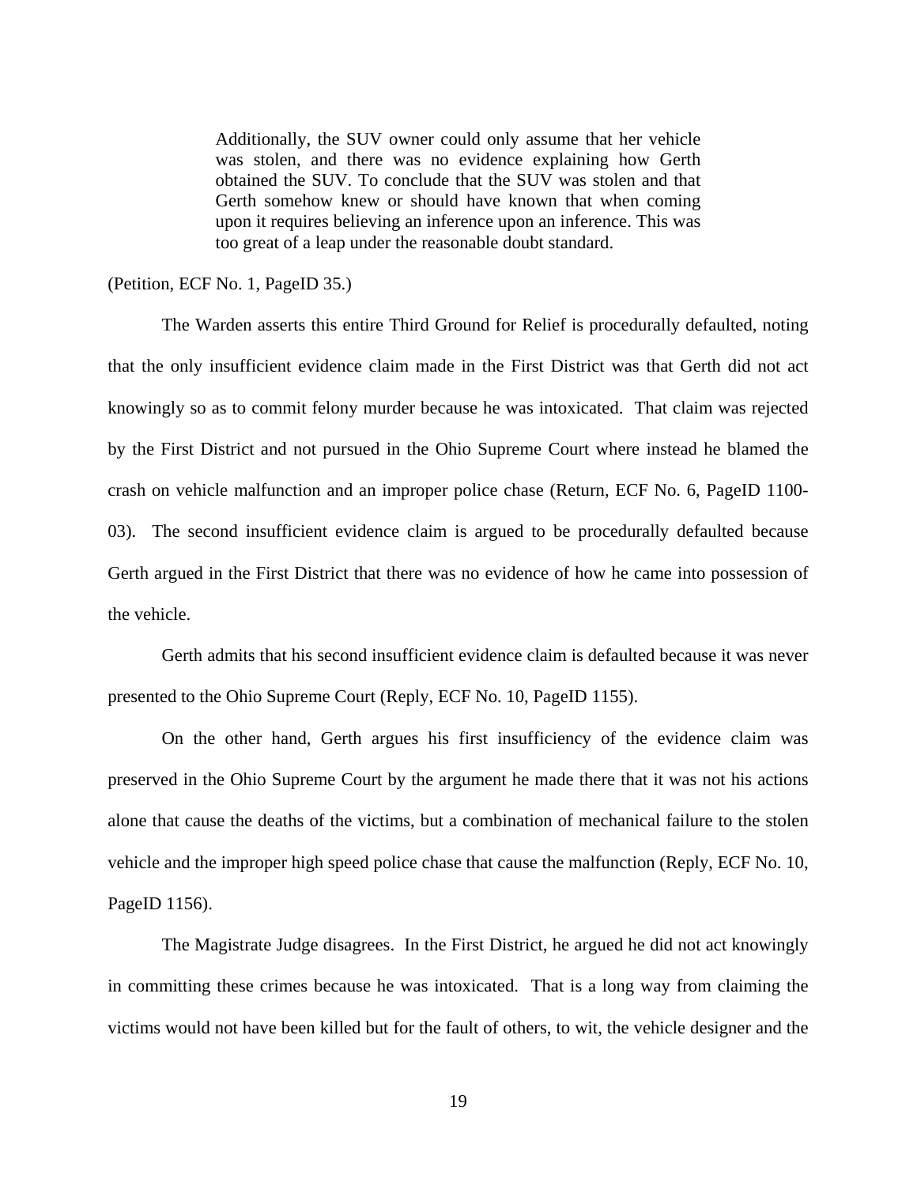> Additionally, the SUV owner could only assume that her vehicle was stolen, and there was no evidence explaining how Gerth obtained the SUV. To conclude that the SUV was stolen and that Gerth somehow knew or should have known that when coming upon it requires believing an inference upon an inference. This was too great of a leap under the reasonable doubt standard.

(Petition, ECF No. 1, PageID 35.)

The Warden asserts this entire Third Ground for Relief is procedurally defaulted, noting that the only insufficient evidence claim made in the First District was that Gerth did not act knowingly so as to commit felony murder because he was intoxicated. That claim was rejected by the First District and not pursued in the Ohio Supreme Court where instead he blamed the crash on vehicle malfunction and an improper police chase (Return, ECF No. 6, PageID 1100-03). The second insufficient evidence claim is argued to be procedurally defaulted because Gerth argued in the First District that there was no evidence of how he came into possession of the vehicle.

Gerth admits that his second insufficient evidence claim is defaulted because it was never presented to the Ohio Supreme Court (Reply, ECF No. 10, PageID 1155).

On the other hand, Gerth argues his first insufficiency of the evidence claim was preserved in the Ohio Supreme Court by the argument he made there that it was not his actions alone that cause the deaths of the victims, but a combination of mechanical failure to the stolen vehicle and the improper high speed police chase that cause the malfunction (Reply, ECF No. 10, PageID 1156).

The Magistrate Judge disagrees. In the First District, he argued he did not act knowingly in committing these crimes because he was intoxicated. That is a long way from claiming the victims would not have been killed but for the fault of others, to wit, the vehicle designer and the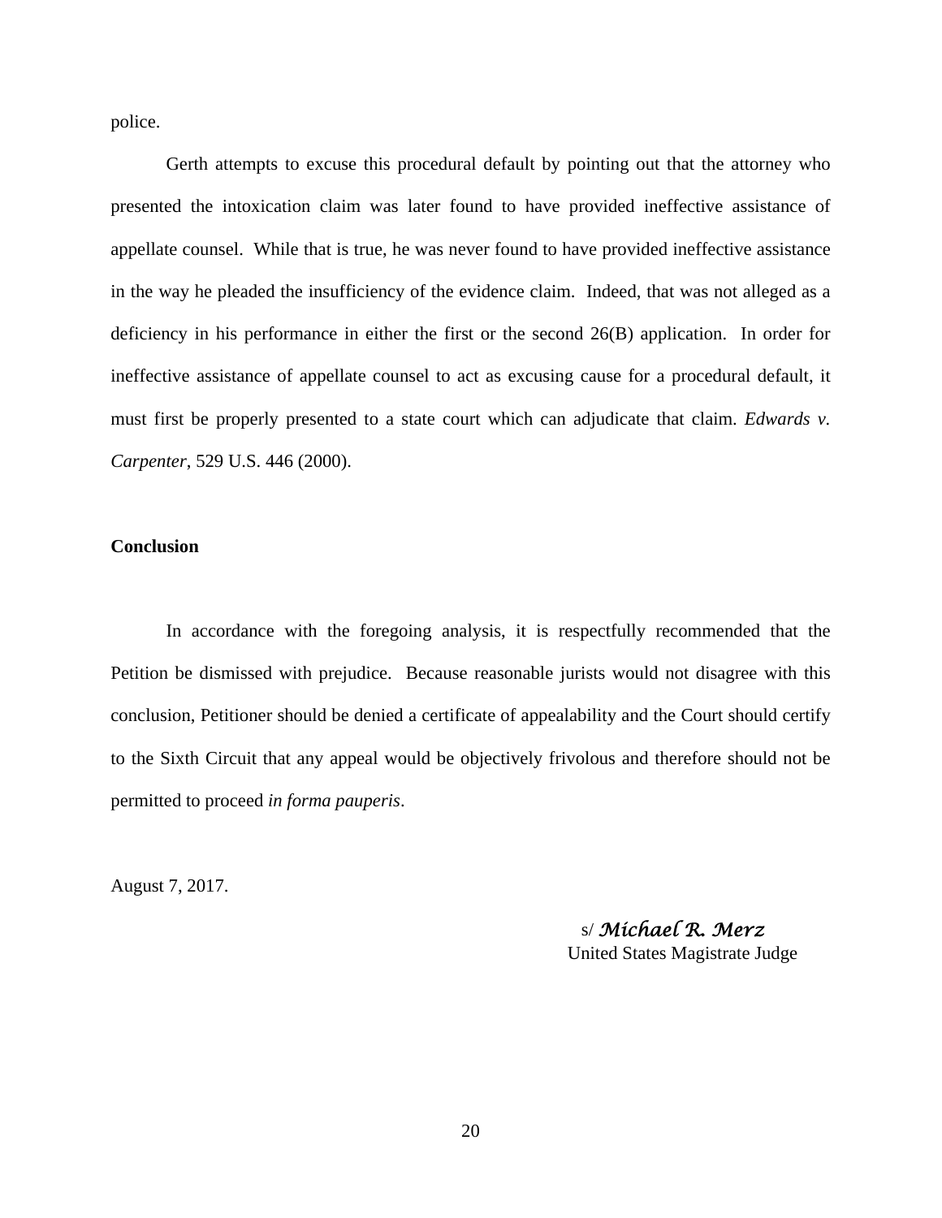police.

Gerth attempts to excuse this procedural default by pointing out that the attorney who presented the intoxication claim was later found to have provided ineffective assistance of appellate counsel. While that is true, he was never found to have provided ineffective assistance in the way he pleaded the insufficiency of the evidence claim. Indeed, that was not alleged as a deficiency in his performance in either the first or the second 26(B) application. In order for ineffective assistance of appellate counsel to act as excusing cause for a procedural default, it must first be properly presented to a state court which can adjudicate that claim. *Edwards v. Carpenter*, 529 U.S. 446 (2000).

**Conclusion**

In accordance with the foregoing analysis, it is respectfully recommended that the Petition be dismissed with prejudice. Because reasonable jurists would not disagree with this conclusion, Petitioner should be denied a certificate of appealability and the Court should certify to the Sixth Circuit that any appeal would be objectively frivolous and therefore should not be permitted to proceed *in forma pauperis*.

August 7, 2017.

s/ *Michael R. Merz*
United States Magistrate Judge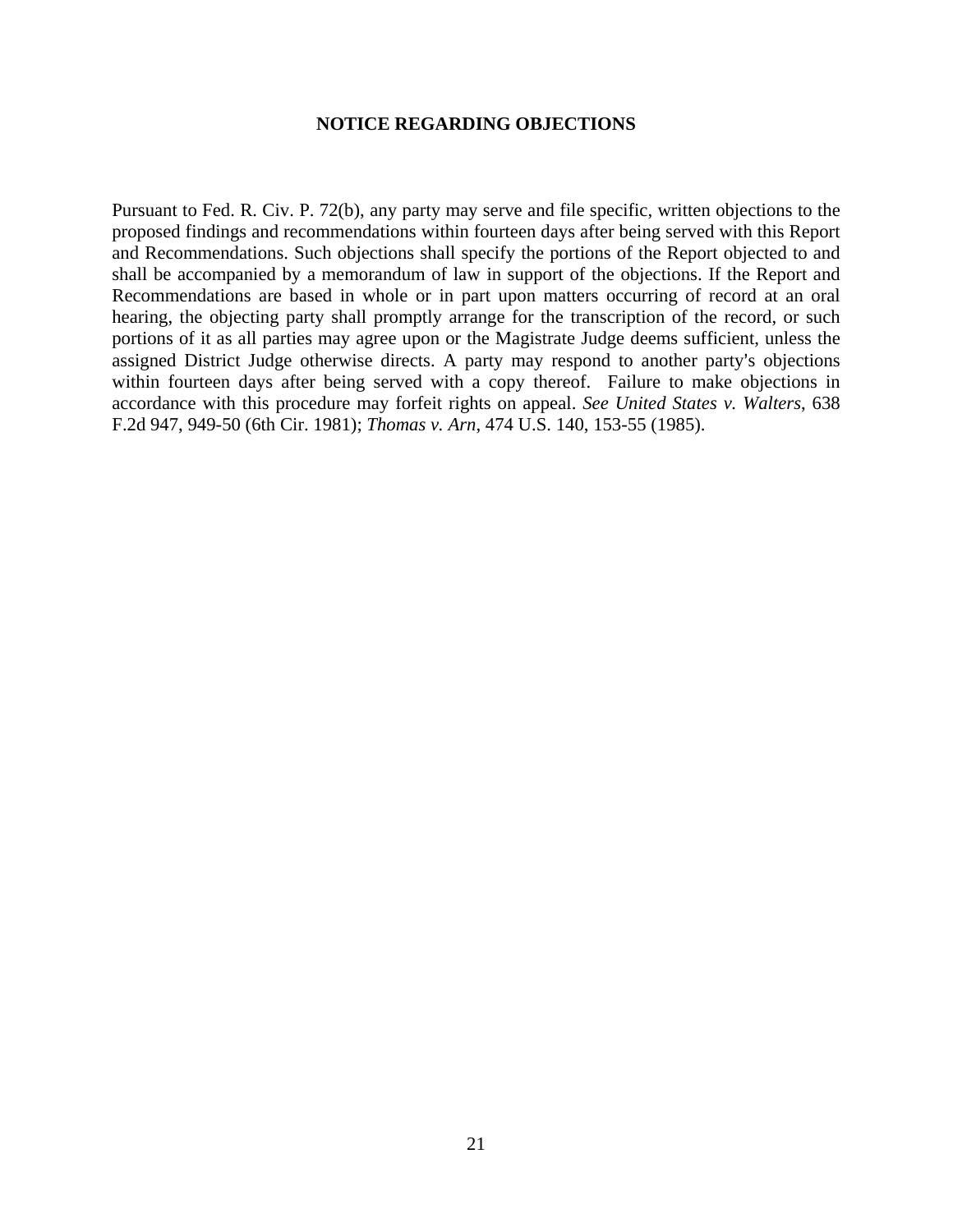**NOTICE REGARDING OBJECTIONS**

Pursuant to Fed. R. Civ. P. 72(b), any party may serve and file specific, written objections to the proposed findings and recommendations within fourteen days after being served with this Report and Recommendations. Such objections shall specify the portions of the Report objected to and shall be accompanied by a memorandum of law in support of the objections. If the Report and Recommendations are based in whole or in part upon matters occurring of record at an oral hearing, the objecting party shall promptly arrange for the transcription of the record, or such portions of it as all parties may agree upon or the Magistrate Judge deems sufficient, unless the assigned District Judge otherwise directs. A party may respond to another party's objections within fourteen days after being served with a copy thereof. Failure to make objections in accordance with this procedure may forfeit rights on appeal. *See United States v. Walters*, 638 F.2d 947, 949-50 (6th Cir. 1981); *Thomas v. Arn*, 474 U.S. 140, 153-55 (1985).